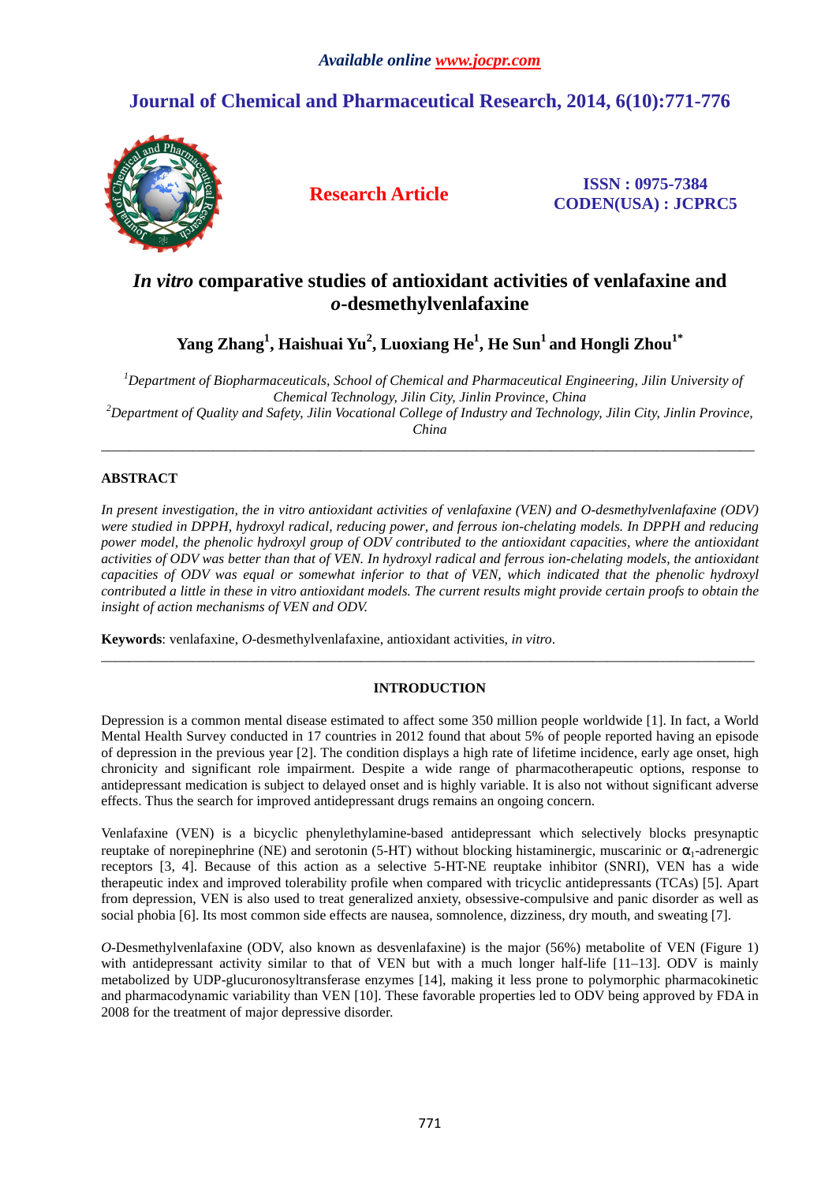# *In vitro* comparative studies of antioxidant activities of venlafaxine and *o*-desmethylvenlafaxine

**Yang Zhang[1], Haishuai Yu[2], Luoxiang He[1], He Sun[1] and Hongli Zhou[1*]**

[1]*Department of Biopharmaceuticals, School of Chemical and Pharmaceutical Engineering, Jilin University of Chemical Technology, Jilin City, Jinlin Province, China*

[2]*Department of Quality and Safety, Jilin Vocational College of Industry and Technology, Jilin City, Jinlin Province, China*

---

## ABSTRACT

*In present investigation, the in vitro antioxidant activities of venlafaxine (VEN) and O-desmethylvenlafaxine (ODV) were studied in DPPH, hydroxyl radical, reducing power, and ferrous ion-chelating models. In DPPH and reducing power model, the phenolic hydroxyl group of ODV contributed to the antioxidant capacities, where the antioxidant activities of ODV was better than that of VEN. In hydroxyl radical and ferrous ion-chelating models, the antioxidant capacities of ODV was equal or somewhat inferior to that of VEN, which indicated that the phenolic hydroxyl contributed a little in these in vitro antioxidant models. The current results might provide certain proofs to obtain the insight of action mechanisms of VEN and ODV.*

**Keywords**: venlafaxine, *O*-desmethylvenlafaxine, antioxidant activities, *in vitro*.

---

## INTRODUCTION

Depression is a common mental disease estimated to affect some 350 million people worldwide [1]. In fact, a World Mental Health Survey conducted in 17 countries in 2012 found that about 5% of people reported having an episode of depression in the previous year [2]. The condition displays a high rate of lifetime incidence, early age onset, high chronicity and significant role impairment. Despite a wide range of pharmacotherapeutic options, response to antidepressant medication is subject to delayed onset and is highly variable. It is also not without significant adverse effects. Thus the search for improved antidepressant drugs remains an ongoing concern.

Venlafaxine (VEN) is a bicyclic phenylethylamine-based antidepressant which selectively blocks presynaptic reuptake of norepinephrine (NE) and serotonin (5-HT) without blocking histaminergic, muscarinic or $\alpha_1$-adrenergic receptors [3, 4]. Because of this action as a selective 5-HT-NE reuptake inhibitor (SNRI), VEN has a wide therapeutic index and improved tolerability profile when compared with tricyclic antidepressants (TCAs) [5]. Apart from depression, VEN is also used to treat generalized anxiety, obsessive-compulsive and panic disorder as well as social phobia [6]. Its most common side effects are nausea, somnolence, dizziness, dry mouth, and sweating [7].

*O*-Desmethylvenlafaxine (ODV, also known as desvenlafaxine) is the major (56%) metabolite of VEN (Figure 1) with antidepressant activity similar to that of VEN but with a much longer half-life [11–13]. ODV is mainly metabolized by UDP-glucuronosyltransferase enzymes [14], making it less prone to polymorphic pharmacokinetic and pharmacodynamic variability than VEN [10]. These favorable properties led to ODV being approved by FDA in 2008 for the treatment of major depressive disorder.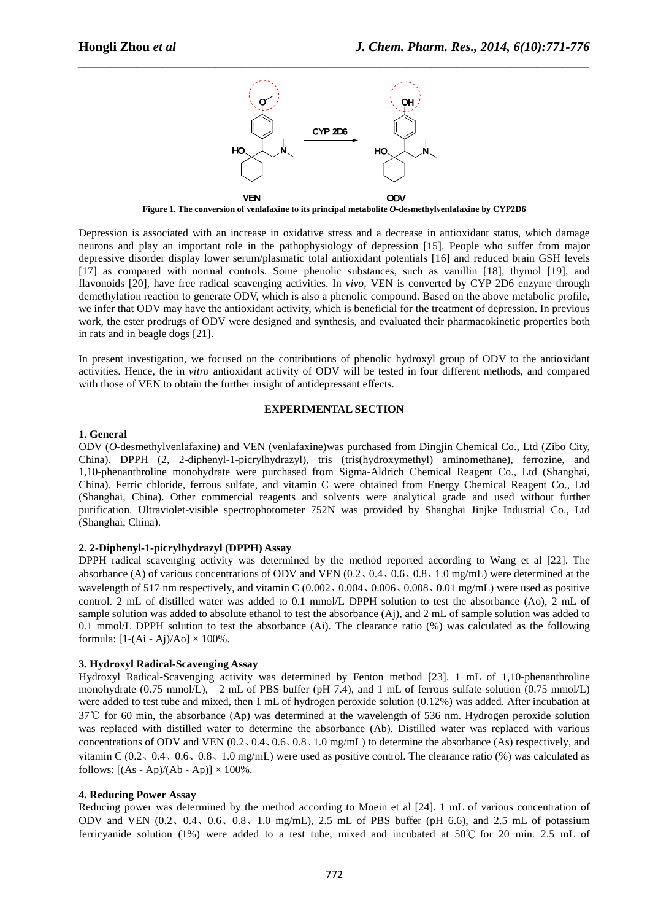**Figure 1. The conversion of venlafaxine to its principal metabolite *O*-desmethylvenlafaxine by CYP2D6**

Depression is associated with an increase in oxidative stress and a decrease in antioxidant status, which damage neurons and play an important role in the pathophysiology of depression [15]. People who suffer from major depressive disorder display lower serum/plasmatic total antioxidant potentials [16] and reduced brain GSH levels [17] as compared with normal controls. Some phenolic substances, such as vanillin [18], thymol [19], and flavonoids [20], have free radical scavenging activities. In *vivo*, VEN is converted by CYP 2D6 enzyme through demethylation reaction to generate ODV, which is also a phenolic compound. Based on the above metabolic profile, we infer that ODV may have the antioxidant activity, which is beneficial for the treatment of depression. In previous work, the ester prodrugs of ODV were designed and synthesis, and evaluated their pharmacokinetic properties both in rats and in beagle dogs [21].

In present investigation, we focused on the contributions of phenolic hydroxyl group of ODV to the antioxidant activities. Hence, the in *vitro* antioxidant activity of ODV will be tested in four different methods, and compared with those of VEN to obtain the further insight of antidepressant effects.

## EXPERIMENTAL SECTION

### 1. General

ODV (*O*-desmethylvenlafaxine) and VEN (venlafaxine)was purchased from Dingjin Chemical Co., Ltd (Zibo City, China). DPPH (2, 2-diphenyl-1-picrylhydrazyl), tris (tris(hydroxymethyl) aminomethane), ferrozine, and 1,10-phenanthroline monohydrate were purchased from Sigma-Aldrich Chemical Reagent Co., Ltd (Shanghai, China). Ferric chloride, ferrous sulfate, and vitamin C were obtained from Energy Chemical Reagent Co., Ltd (Shanghai, China). Other commercial reagents and solvents were analytical grade and used without further purification. Ultraviolet-visible spectrophotometer 752N was provided by Shanghai Jinjke Industrial Co., Ltd (Shanghai, China).

### 2. 2-Diphenyl-1-picrylhydrazyl (DPPH) Assay

DPPH radical scavenging activity was determined by the method reported according to Wang et al [22]. The absorbance (A) of various concentrations of ODV and VEN (0.2、0.4、0.6、0.8、1.0 mg/mL) were determined at the wavelength of 517 nm respectively, and vitamin C (0.002、0.004、0.006、0.008、0.01 mg/mL) were used as positive control. 2 mL of distilled water was added to 0.1 mmol/L DPPH solution to test the absorbance (Ao), 2 mL of sample solution was added to absolute ethanol to test the absorbance (Aj), and 2 mL of sample solution was added to 0.1 mmol/L DPPH solution to test the absorbance (Ai). The clearance ratio (%) was calculated as the following formula: $[1-(Ai - Aj)/Ao] \times 100\%$.

### 3. Hydroxyl Radical-Scavenging Assay

Hydroxyl Radical-Scavenging activity was determined by Fenton method [23]. 1 mL of 1,10-phenanthroline monohydrate (0.75 mmol/L), 2 mL of PBS buffer (pH 7.4), and 1 mL of ferrous sulfate solution (0.75 mmol/L) were added to test tube and mixed, then 1 mL of hydrogen peroxide solution (0.12%) was added. After incubation at 37℃ for 60 min, the absorbance (Ap) was determined at the wavelength of 536 nm. Hydrogen peroxide solution was replaced with distilled water to determine the absorbance (Ab). Distilled water was replaced with various concentrations of ODV and VEN (0.2、0.4、0.6、0.8、1.0 mg/mL) to determine the absorbance (As) respectively, and vitamin C (0.2、0.4、0.6、0.8、1.0 mg/mL) were used as positive control. The clearance ratio (%) was calculated as follows: $[(As - Ap)/(Ab - Ap)] \times 100\%$.

### 4. Reducing Power Assay

Reducing power was determined by the method according to Moein et al [24]. 1 mL of various concentration of ODV and VEN (0.2、0.4、0.6、0.8、1.0 mg/mL), 2.5 mL of PBS buffer (pH 6.6), and 2.5 mL of potassium ferricyanide solution (1%) were added to a test tube, mixed and incubated at 50℃ for 20 min. 2.5 mL of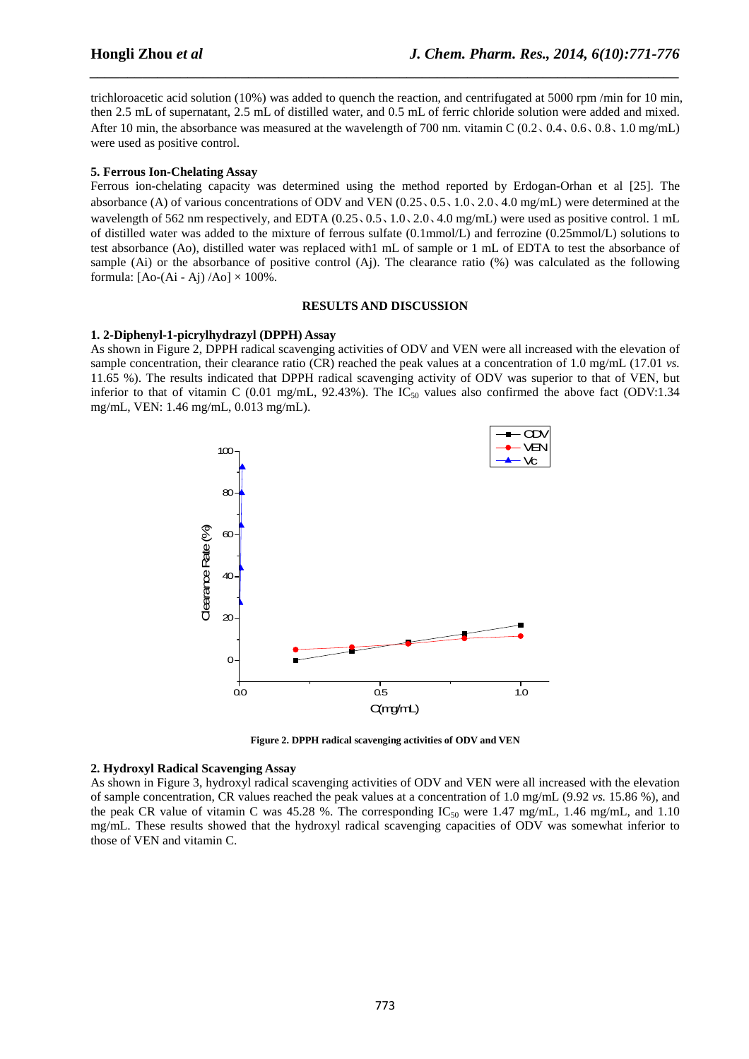trichloroacetic acid solution (10%) was added to quench the reaction, and centrifugated at 5000 rpm /min for 10 min, then 2.5 mL of supernatant, 2.5 mL of distilled water, and 0.5 mL of ferric chloride solution were added and mixed. After 10 min, the absorbance was measured at the wavelength of 700 nm. vitamin C (0.2、0.4、0.6、0.8、1.0 mg/mL) were used as positive control.

**5. Ferrous Ion-Chelating Assay**

Ferrous ion-chelating capacity was determined using the method reported by Erdogan-Orhan et al [25]. The absorbance (A) of various concentrations of ODV and VEN (0.25、0.5、1.0、2.0、4.0 mg/mL) were determined at the wavelength of 562 nm respectively, and EDTA (0.25、0.5、1.0、2.0、4.0 mg/mL) were used as positive control. 1 mL of distilled water was added to the mixture of ferrous sulfate (0.1mmol/L) and ferrozine (0.25mmol/L) solutions to test absorbance (Ao), distilled water was replaced with1 mL of sample or 1 mL of EDTA to test the absorbance of sample (Ai) or the absorbance of positive control (Aj). The clearance ratio (%) was calculated as the following formula: [Ao-(Ai - Aj) /Ao] × 100%.

## RESULTS AND DISCUSSION

**1. 2-Diphenyl-1-picrylhydrazyl (DPPH) Assay**

As shown in Figure 2, DPPH radical scavenging activities of ODV and VEN were all increased with the elevation of sample concentration, their clearance ratio (CR) reached the peak values at a concentration of 1.0 mg/mL (17.01 *vs.* 11.65 %). The results indicated that DPPH radical scavenging activity of ODV was superior to that of VEN, but inferior to that of vitamin C (0.01 mg/mL, 92.43%). The $IC_{50}$ values also confirmed the above fact (ODV:1.34 mg/mL, VEN: 1.46 mg/mL, 0.013 mg/mL).

**Figure 2. DPPH radical scavenging activities of ODV and VEN**

**2. Hydroxyl Radical Scavenging Assay**

As shown in Figure 3, hydroxyl radical scavenging activities of ODV and VEN were all increased with the elevation of sample concentration, CR values reached the peak values at a concentration of 1.0 mg/mL (9.92 *vs.* 15.86 %), and the peak CR value of vitamin C was 45.28 %. The corresponding $IC_{50}$ were 1.47 mg/mL, 1.46 mg/mL, and 1.10 mg/mL. These results showed that the hydroxyl radical scavenging capacities of ODV was somewhat inferior to those of VEN and vitamin C.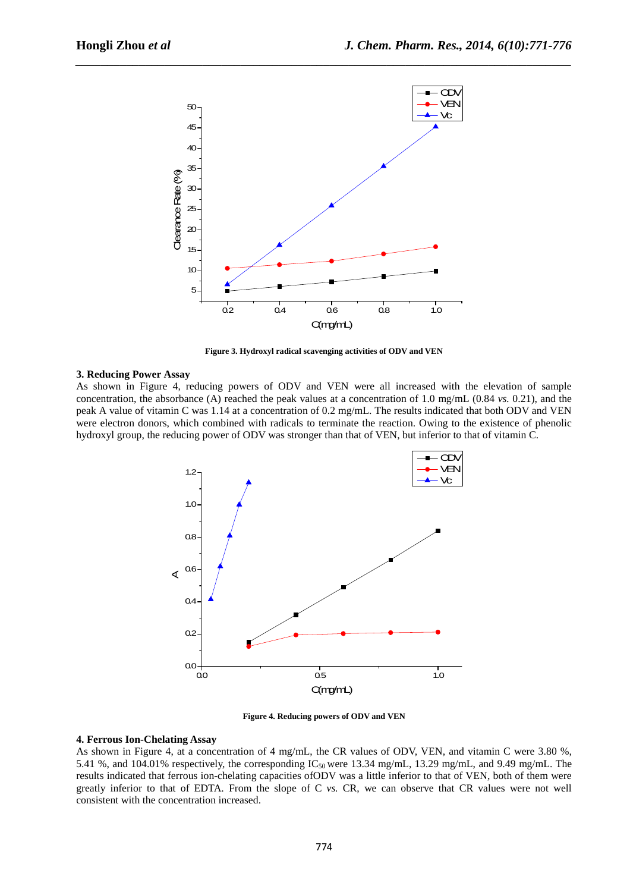**Figure 3. Hydroxyl radical scavenging activities of ODV and VEN**

### 3. Reducing Power Assay

As shown in Figure 4, reducing powers of ODV and VEN were all increased with the elevation of sample concentration, the absorbance (A) reached the peak values at a concentration of 1.0 mg/mL (0.84 *vs.* 0.21), and the peak A value of vitamin C was 1.14 at a concentration of 0.2 mg/mL. The results indicated that both ODV and VEN were electron donors, which combined with radicals to terminate the reaction. Owing to the existence of phenolic hydroxyl group, the reducing power of ODV was stronger than that of VEN, but inferior to that of vitamin C.

**Figure 4. Reducing powers of ODV and VEN**

### 4. Ferrous Ion-Chelating Assay

As shown in Figure 4, at a concentration of 4 mg/mL, the CR values of ODV, VEN, and vitamin C were 3.80 %, 5.41 %, and 104.01% respectively, the corresponding $IC_{50}$ were 13.34 mg/mL, 13.29 mg/mL, and 9.49 mg/mL. The results indicated that ferrous ion-chelating capacities ofODV was a little inferior to that of VEN, both of them were greatly inferior to that of EDTA. From the slope of C *vs.* CR, we can observe that CR values were not well consistent with the concentration increased.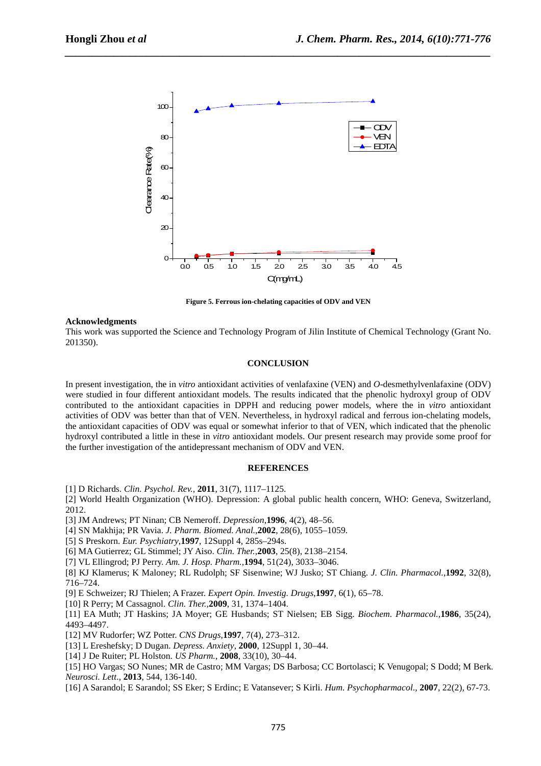**Figure 5. Ferrous ion-chelating capacities of ODV and VEN**

**Acknowledgments**

This work was supported the Science and Technology Program of Jilin Institute of Chemical Technology (Grant No. 201350).

## CONCLUSION

In present investigation, the in *vitro* antioxidant activities of venlafaxine (VEN) and *O*-desmethylvenlafaxine (ODV) were studied in four different antioxidant models. The results indicated that the phenolic hydroxyl group of ODV contributed to the antioxidant capacities in DPPH and reducing power models, where the in *vitro* antioxidant activities of ODV was better than that of VEN. Nevertheless, in hydroxyl radical and ferrous ion-chelating models, the antioxidant capacities of ODV was equal or somewhat inferior to that of VEN, which indicated that the phenolic hydroxyl contributed a little in these in *vitro* antioxidant models. Our present research may provide some proof for the further investigation of the antidepressant mechanism of ODV and VEN.

## REFERENCES

[1] D Richards. *Clin. Psychol. Rev.*, **2011**, 31(7), 1117–1125.

[2] World Health Organization (WHO). Depression: A global public health concern, WHO: Geneva, Switzerland, 2012.

[3] JM Andrews; PT Ninan; CB Nemeroff. *Depression*,**1996**, 4(2), 48–56.

[4] SN Makhija; PR Vavia. *J. Pharm. Biomed. Anal.*,**2002**, 28(6), 1055–1059.

[5] S Preskorn. *Eur. Psychiatry*,**1997**, 12Suppl 4, 285s–294s.

[6] MA Gutierrez; GL Stimmel; JY Aiso. *Clin. Ther.*,**2003**, 25(8), 2138–2154.

[7] VL Ellingrod; PJ Perry. *Am. J. Hosp. Pharm.*,**1994**, 51(24), 3033–3046.

[8] KJ Klamerus; K Maloney; RL Rudolph; SF Sisenwine; WJ Jusko; ST Chiang. *J. Clin. Pharmacol.*,**1992**, 32(8), 716–724.

[9] E Schweizer; RJ Thielen; A Frazer. *Expert Opin. Investig. Drugs*,**1997**, 6(1), 65–78.

[10] R Perry; M Cassagnol. *Clin. Ther.*,**2009**, 31, 1374–1404.

[11] EA Muth; JT Haskins; JA Moyer; GE Husbands; ST Nielsen; EB Sigg. *Biochem. Pharmacol.*,**1986**, 35(24), 4493–4497.

[12] MV Rudorfer; WZ Potter. *CNS Drugs*,**1997**, 7(4), 273–312.

[13] L Ereshefsky; D Dugan. *Depress. Anxiety*, **2000**, 12Suppl 1, 30–44.

[14] J De Ruiter; PL Holston. *US Pharm.*, **2008**, 33(10), 30–44.

[15] HO Vargas; SO Nunes; MR de Castro; MM Vargas; DS Barbosa; CC Bortolasci; K Venugopal; S Dodd; M Berk. *Neurosci. Lett*., **2013**, 544, 136-140.

[16] A Sarandol; E Sarandol; SS Eker; S Erdinc; E Vatansever; S Kirli. *Hum. Psychopharmacol*., **2007**, 22(2), 67-73.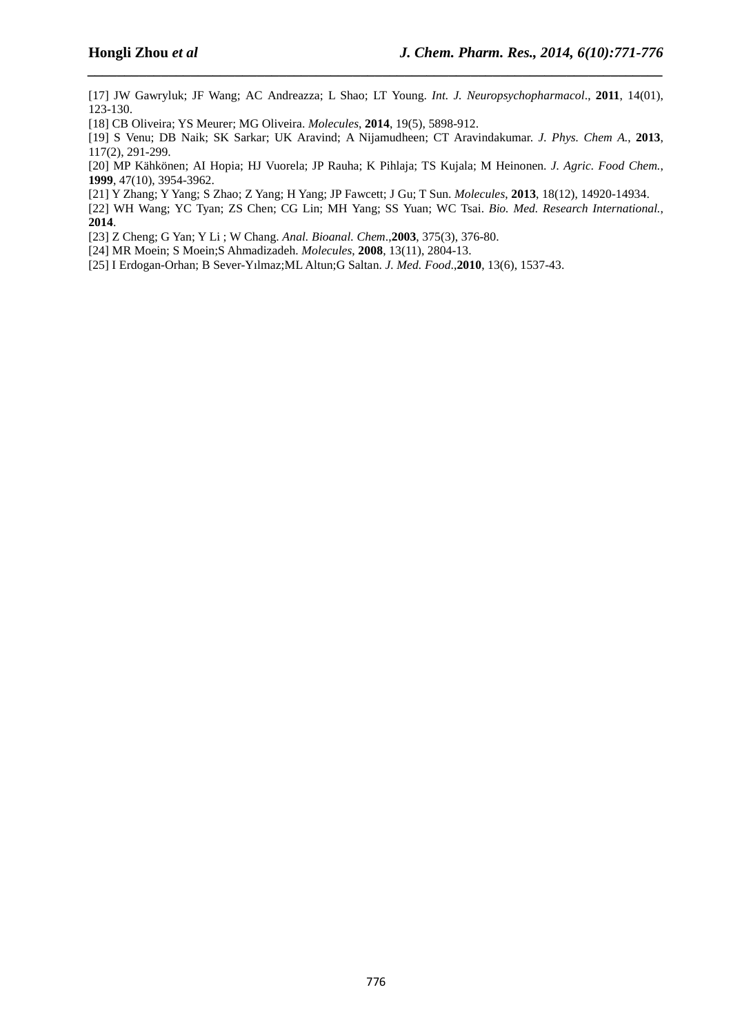[17] JW Gawryluk; JF Wang; AC Andreazza; L Shao; LT Young. *Int. J. Neuropsychopharmacol*., **2011**, 14(01), 123-130.

[18] CB Oliveira; YS Meurer; MG Oliveira. *Molecules*, **2014**, 19(5), 5898-912.

[19] S Venu; DB Naik; SK Sarkar; UK Aravind; A Nijamudheen; CT Aravindakumar. *J. Phys. Chem A.*, **2013**, 117(2), 291-299.

[20] MP Kähkönen; AI Hopia; HJ Vuorela; JP Rauha; K Pihlaja; TS Kujala; M Heinonen. *J. Agric. Food Chem.*, **1999**, 47(10), 3954-3962.

[21] Y Zhang; Y Yang; S Zhao; Z Yang; H Yang; JP Fawcett; J Gu; T Sun. *Molecules*, **2013**, 18(12), 14920-14934.

[22] WH Wang; YC Tyan; ZS Chen; CG Lin; MH Yang; SS Yuan; WC Tsai. *Bio. Med. Research International.*, **2014**.

[23] Z Cheng; G Yan; Y Li ; W Chang. *Anal. Bioanal. Chem*.,**2003**, 375(3), 376-80.

[24] MR Moein; S Moein;S Ahmadizadeh. *Molecules*, **2008**, 13(11), 2804-13.

[25] I Erdogan-Orhan; B Sever-Yılmaz;ML Altun;G Saltan. *J. Med. Food*.,**2010**, 13(6), 1537-43.